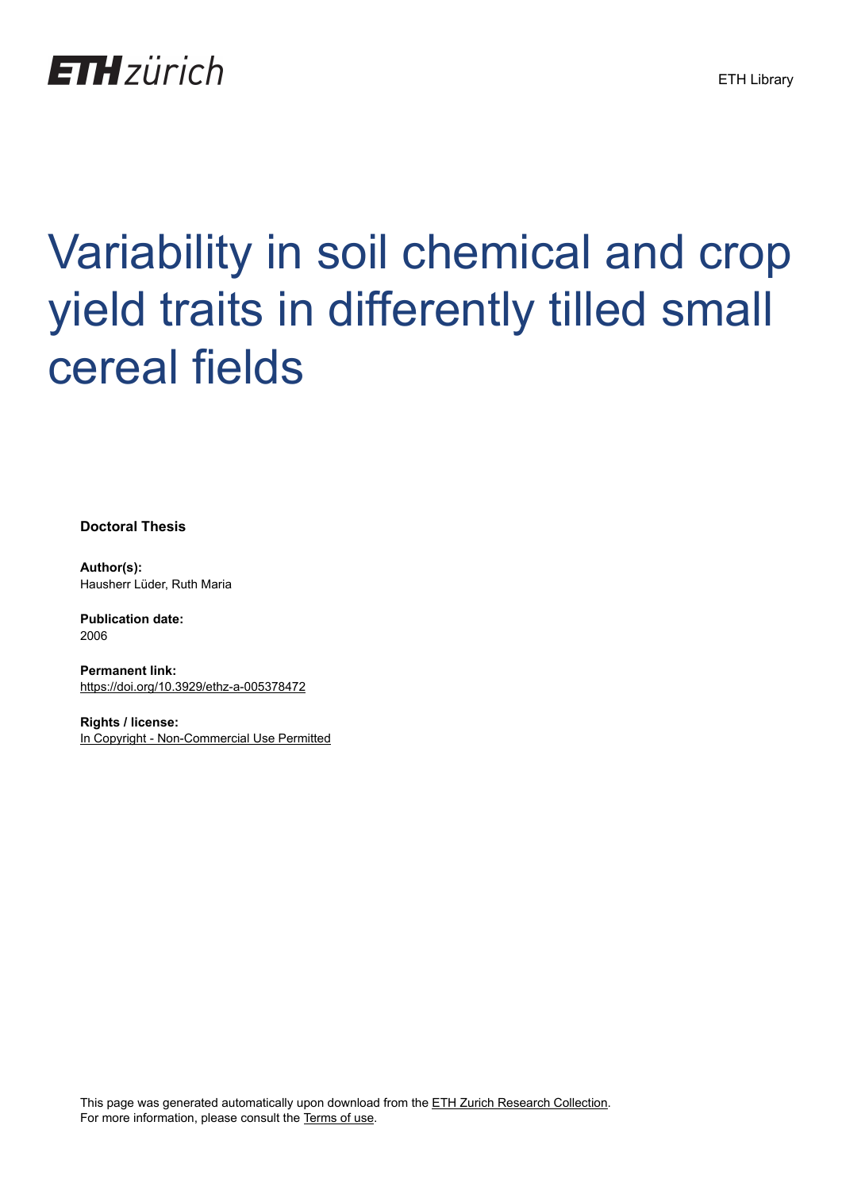ETH Library

# Variability in soil chemical and crop yield traits in differently tilled small cereal fields

**Doctoral Thesis**

**Author(s):**
Hausherr Lüder, Ruth Maria

**Publication date:**
2006

**Permanent link:**
https://doi.org/10.3929/ethz-a-005378472

**Rights / license:**
In Copyright - Non-Commercial Use Permitted

This page was generated automatically upon download from the ETH Zurich Research Collection.
For more information, please consult the Terms of use.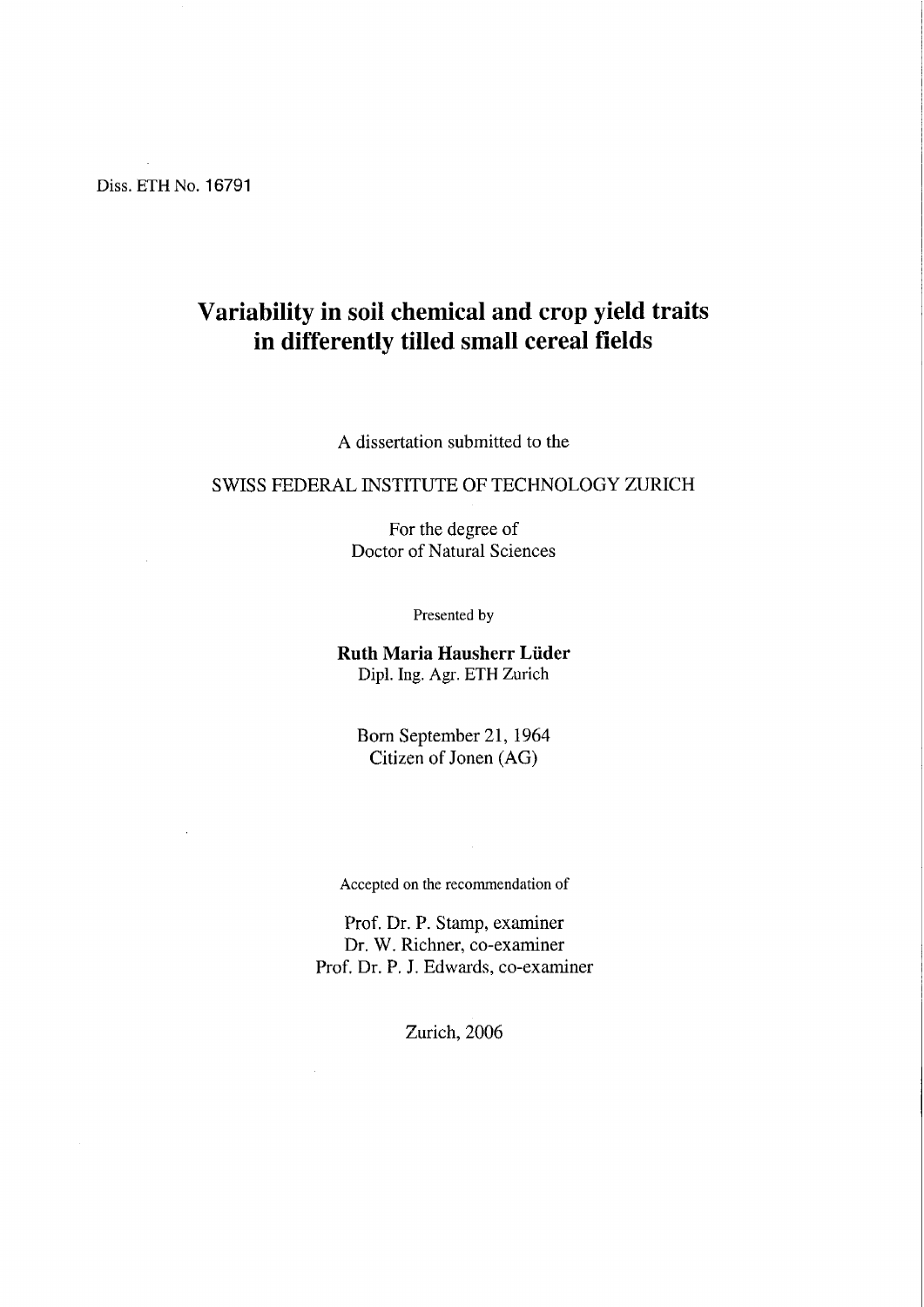Diss. ETH No. 16791

# Variability in soil chemical and crop yield traits in differently tilled small cereal fields

A dissertation submitted to the

SWISS FEDERAL INSTITUTE OF TECHNOLOGY ZURICH

For the degree of
Doctor of Natural Sciences

Presented by

**Ruth Maria Hausherr Lüder**
Dipl. Ing. Agr. ETH Zurich

Born September 21, 1964
Citizen of Jonen (AG)

Accepted on the recommendation of

Prof. Dr. P. Stamp, examiner
Dr. W. Richner, co-examiner
Prof. Dr. P. J. Edwards, co-examiner

Zurich, 2006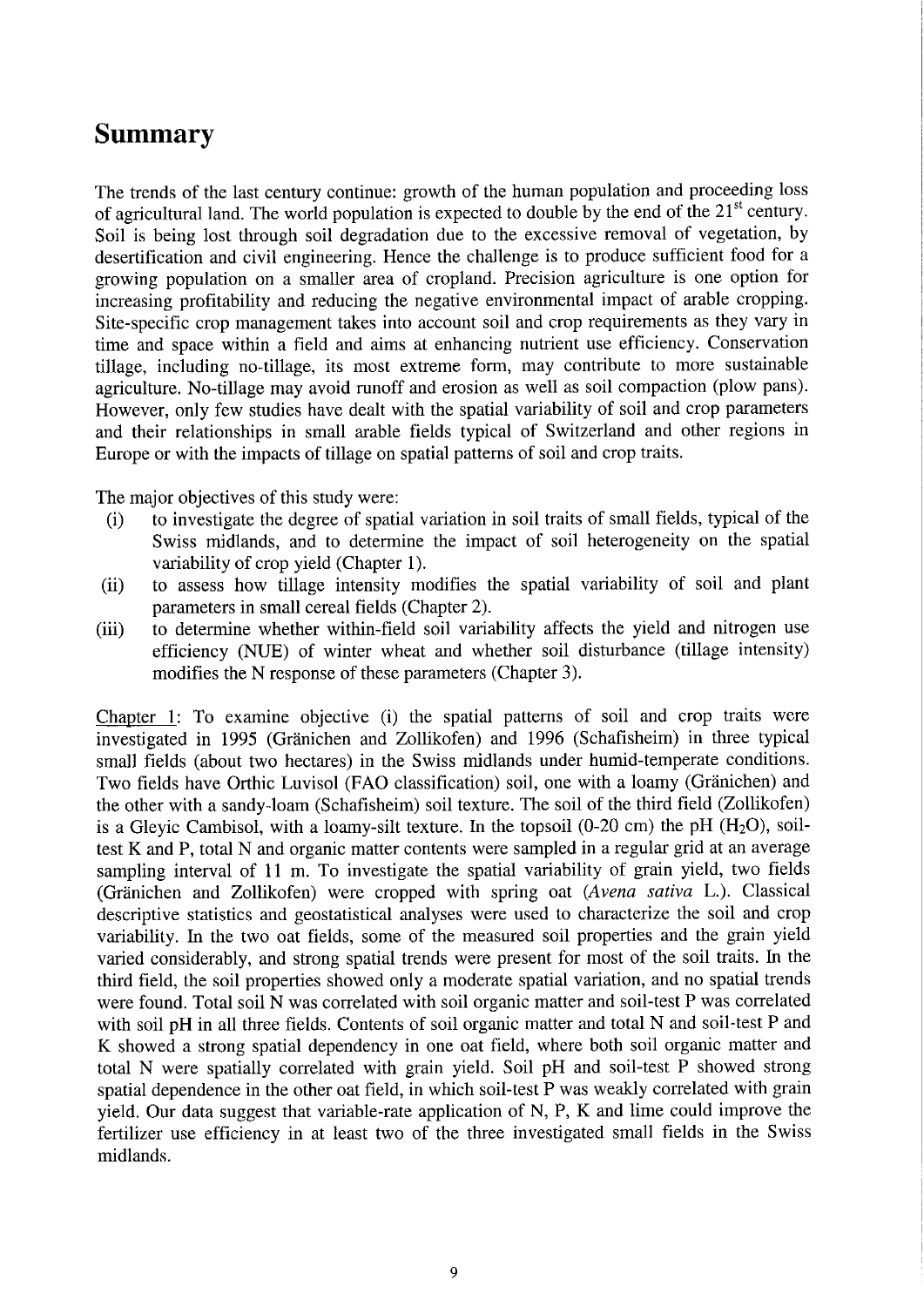# Summary

The trends of the last century continue: growth of the human population and proceeding loss of agricultural land. The world population is expected to double by the end of the $21^{st}$ century. Soil is being lost through soil degradation due to the excessive removal of vegetation, by desertification and civil engineering. Hence the challenge is to produce sufficient food for a growing population on a smaller area of cropland. Precision agriculture is one option for increasing profitability and reducing the negative environmental impact of arable cropping. Site-specific crop management takes into account soil and crop requirements as they vary in time and space within a field and aims at enhancing nutrient use efficiency. Conservation tillage, including no-tillage, its most extreme form, may contribute to more sustainable agriculture. No-tillage may avoid runoff and erosion as well as soil compaction (plow pans). However, only few studies have dealt with the spatial variability of soil and crop parameters and their relationships in small arable fields typical of Switzerland and other regions in Europe or with the impacts of tillage on spatial patterns of soil and crop traits.

The major objectives of this study were:

(i) to investigate the degree of spatial variation in soil traits of small fields, typical of the Swiss midlands, and to determine the impact of soil heterogeneity on the spatial variability of crop yield (Chapter 1).

(ii) to assess how tillage intensity modifies the spatial variability of soil and plant parameters in small cereal fields (Chapter 2).

(iii) to determine whether within-field soil variability affects the yield and nitrogen use efficiency (NUE) of winter wheat and whether soil disturbance (tillage intensity) modifies the N response of these parameters (Chapter 3).

Chapter 1: To examine objective (i) the spatial patterns of soil and crop traits were investigated in 1995 (Gränichen and Zollikofen) and 1996 (Schafisheim) in three typical small fields (about two hectares) in the Swiss midlands under humid-temperate conditions. Two fields have Orthic Luvisol (FAO classification) soil, one with a loamy (Gränichen) and the other with a sandy-loam (Schafisheim) soil texture. The soil of the third field (Zollikofen) is a Gleyic Cambisol, with a loamy-silt texture. In the topsoil (0-20 cm) the pH ($H_2O$), soil-test K and P, total N and organic matter contents were sampled in a regular grid at an average sampling interval of 11 m. To investigate the spatial variability of grain yield, two fields (Gränichen and Zollikofen) were cropped with spring oat (*Avena sativa* L.). Classical descriptive statistics and geostatistical analyses were used to characterize the soil and crop variability. In the two oat fields, some of the measured soil properties and the grain yield varied considerably, and strong spatial trends were present for most of the soil traits. In the third field, the soil properties showed only a moderate spatial variation, and no spatial trends were found. Total soil N was correlated with soil organic matter and soil-test P was correlated with soil pH in all three fields. Contents of soil organic matter and total N and soil-test P and K showed a strong spatial dependency in one oat field, where both soil organic matter and total N were spatially correlated with grain yield. Soil pH and soil-test P showed strong spatial dependence in the other oat field, in which soil-test P was weakly correlated with grain yield. Our data suggest that variable-rate application of N, P, K and lime could improve the fertilizer use efficiency in at least two of the three investigated small fields in the Swiss midlands.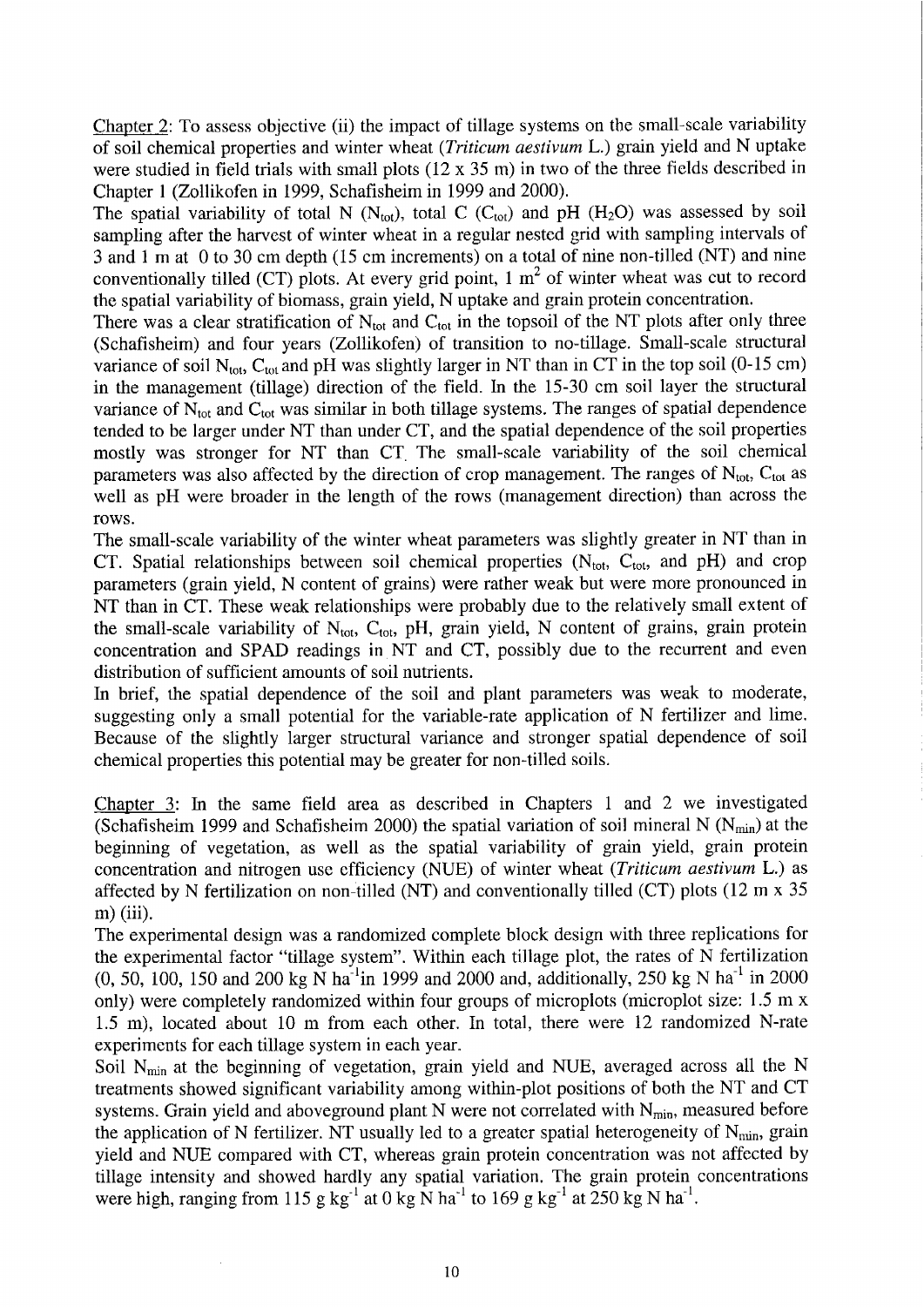Chapter 2: To assess objective (ii) the impact of tillage systems on the small-scale variability of soil chemical properties and winter wheat (*Triticum aestivum* L.) grain yield and N uptake were studied in field trials with small plots (12 x 35 m) in two of the three fields described in Chapter 1 (Zollikofen in 1999, Schafisheim in 1999 and 2000).

The spatial variability of total N ($N_{tot}$), total C ($C_{tot}$) and pH ($H_2O$) was assessed by soil sampling after the harvest of winter wheat in a regular nested grid with sampling intervals of 3 and 1 m at 0 to 30 cm depth (15 cm increments) on a total of nine non-tilled (NT) and nine conventionally tilled (CT) plots. At every grid point, 1 $m^2$ of winter wheat was cut to record the spatial variability of biomass, grain yield, N uptake and grain protein concentration.

There was a clear stratification of $N_{tot}$ and $C_{tot}$ in the topsoil of the NT plots after only three (Schafisheim) and four years (Zollikofen) of transition to no-tillage. Small-scale structural variance of soil $N_{tot}$, $C_{tot}$ and pH was slightly larger in NT than in CT in the top soil (0-15 cm) in the management (tillage) direction of the field. In the 15-30 cm soil layer the structural variance of $N_{tot}$ and $C_{tot}$ was similar in both tillage systems. The ranges of spatial dependence tended to be larger under NT than under CT, and the spatial dependence of the soil properties mostly was stronger for NT than CT. The small-scale variability of the soil chemical parameters was also affected by the direction of crop management. The ranges of $N_{tot}$, $C_{tot}$ as well as pH were broader in the length of the rows (management direction) than across the rows.

The small-scale variability of the winter wheat parameters was slightly greater in NT than in CT. Spatial relationships between soil chemical properties ($N_{tot}$, $C_{tot}$, and pH) and crop parameters (grain yield, N content of grains) were rather weak but were more pronounced in NT than in CT. These weak relationships were probably due to the relatively small extent of the small-scale variability of $N_{tot}$, $C_{tot}$, pH, grain yield, N content of grains, grain protein concentration and SPAD readings in NT and CT, possibly due to the recurrent and even distribution of sufficient amounts of soil nutrients.

In brief, the spatial dependence of the soil and plant parameters was weak to moderate, suggesting only a small potential for the variable-rate application of N fertilizer and lime. Because of the slightly larger structural variance and stronger spatial dependence of soil chemical properties this potential may be greater for non-tilled soils.

Chapter 3: In the same field area as described in Chapters 1 and 2 we investigated (Schafisheim 1999 and Schafisheim 2000) the spatial variation of soil mineral N ($N_{min}$) at the beginning of vegetation, as well as the spatial variability of grain yield, grain protein concentration and nitrogen use efficiency (NUE) of winter wheat (*Triticum aestivum* L.) as affected by N fertilization on non-tilled (NT) and conventionally tilled (CT) plots (12 m x 35 m) (iii).

The experimental design was a randomized complete block design with three replications for the experimental factor "tillage system". Within each tillage plot, the rates of N fertilization (0, 50, 100, 150 and 200 kg N $ha^{-1}$in 1999 and 2000 and, additionally, 250 kg N $ha^{-1}$ in 2000 only) were completely randomized within four groups of microplots (microplot size: 1.5 m x 1.5 m), located about 10 m from each other. In total, there were 12 randomized N-rate experiments for each tillage system in each year.

Soil $N_{min}$ at the beginning of vegetation, grain yield and NUE, averaged across all the N treatments showed significant variability among within-plot positions of both the NT and CT systems. Grain yield and aboveground plant N were not correlated with $N_{min}$, measured before the application of N fertilizer. NT usually led to a greater spatial heterogeneity of $N_{min}$, grain yield and NUE compared with CT, whereas grain protein concentration was not affected by tillage intensity and showed hardly any spatial variation. The grain protein concentrations were high, ranging from 115 g $kg^{-1}$ at 0 kg N $ha^{-1}$ to 169 g $kg^{-1}$ at 250 kg N $ha^{-1}$.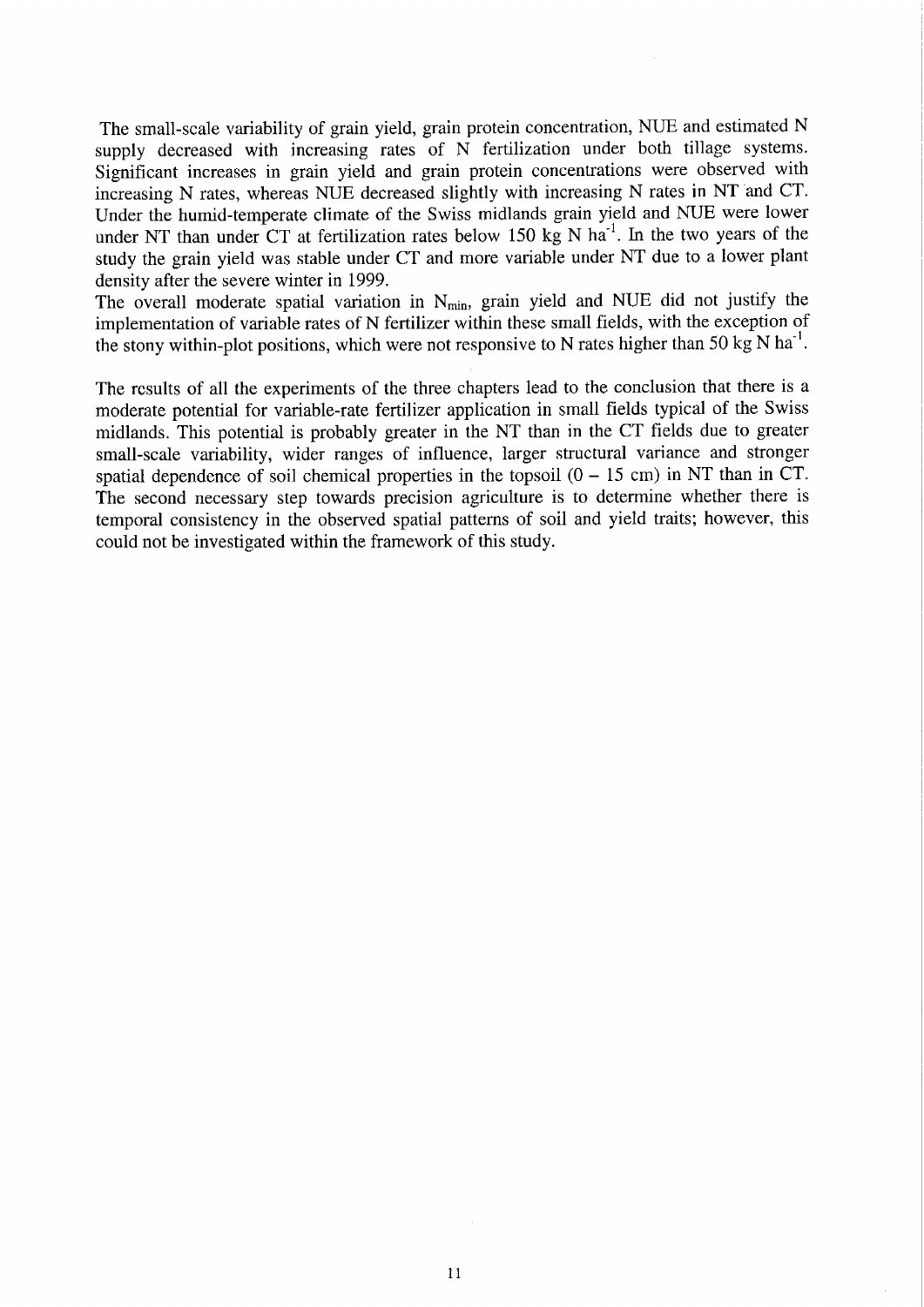The small-scale variability of grain yield, grain protein concentration, NUE and estimated N supply decreased with increasing rates of N fertilization under both tillage systems. Significant increases in grain yield and grain protein concentrations were observed with increasing N rates, whereas NUE decreased slightly with increasing N rates in NT and CT. Under the humid-temperate climate of the Swiss midlands grain yield and NUE were lower under NT than under CT at fertilization rates below 150 kg N $ha^{-1}$. In the two years of the study the grain yield was stable under CT and more variable under NT due to a lower plant density after the severe winter in 1999.

The overall moderate spatial variation in $N_{min}$, grain yield and NUE did not justify the implementation of variable rates of N fertilizer within these small fields, with the exception of the stony within-plot positions, which were not responsive to N rates higher than 50 kg N $ha^{-1}$.

The results of all the experiments of the three chapters lead to the conclusion that there is a moderate potential for variable-rate fertilizer application in small fields typical of the Swiss midlands. This potential is probably greater in the NT than in the CT fields due to greater small-scale variability, wider ranges of influence, larger structural variance and stronger spatial dependence of soil chemical properties in the topsoil (0 – 15 cm) in NT than in CT. The second necessary step towards precision agriculture is to determine whether there is temporal consistency in the observed spatial patterns of soil and yield traits; however, this could not be investigated within the framework of this study.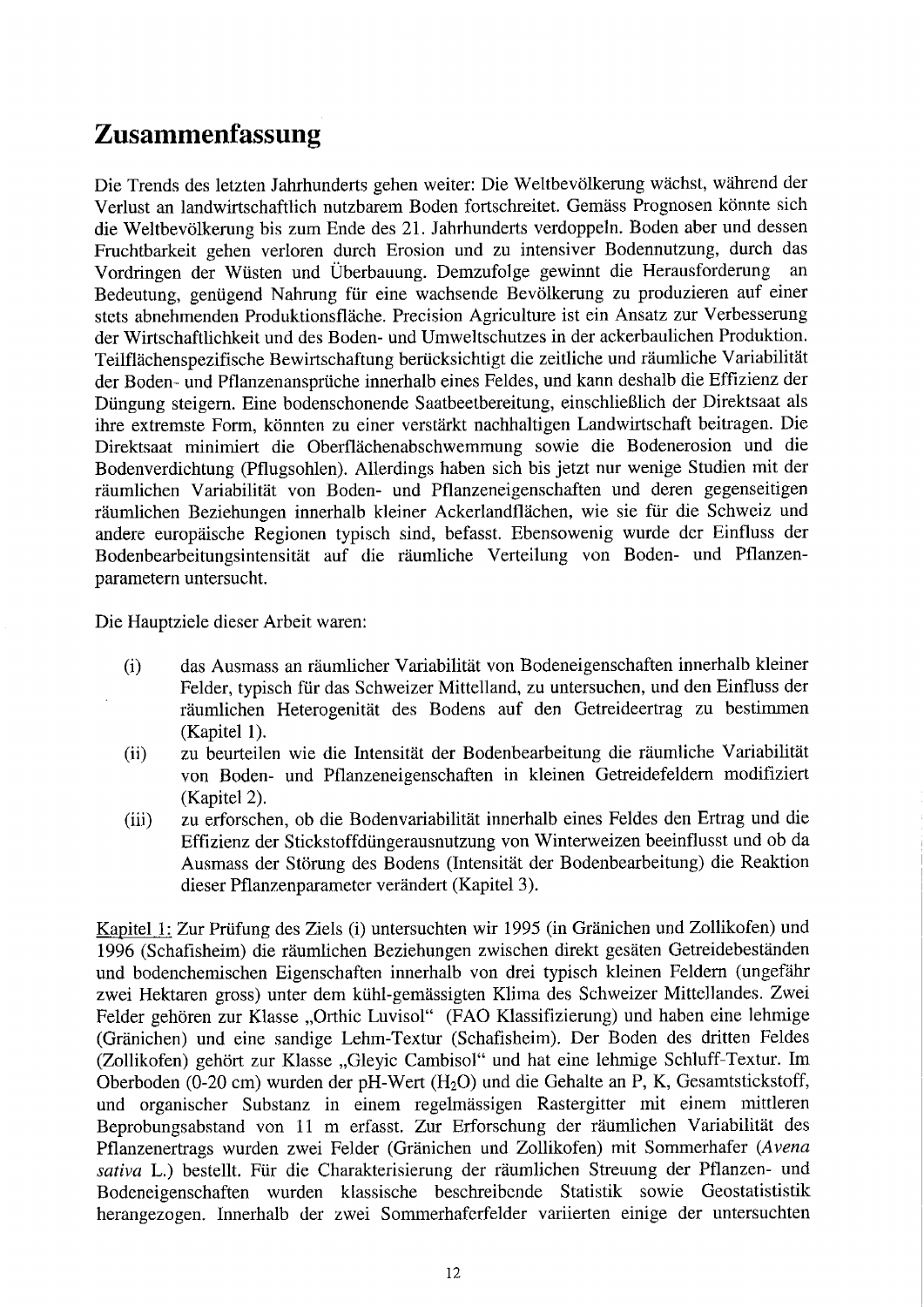# Zusammenfassung

Die Trends des letzten Jahrhunderts gehen weiter: Die Weltbevölkerung wächst, während der Verlust an landwirtschaftlich nutzbarem Boden fortschreitet. Gemäss Prognosen könnte sich die Weltbevölkerung bis zum Ende des 21. Jahrhunderts verdoppeln. Boden aber und dessen Fruchtbarkeit gehen verloren durch Erosion und zu intensiver Bodennutzung, durch das Vordringen der Wüsten und Überbauung. Demzufolge gewinnt die Herausforderung an Bedeutung, genügend Nahrung für eine wachsende Bevölkerung zu produzieren auf einer stets abnehmenden Produktionsfläche. Precision Agriculture ist ein Ansatz zur Verbesserung der Wirtschaftlichkeit und des Boden- und Umweltschutzes in der ackerbaulichen Produktion. Teilflächenspezifische Bewirtschaftung berücksichtigt die zeitliche und räumliche Variabilität der Boden- und Pflanzenansprüche innerhalb eines Feldes, und kann deshalb die Effizienz der Düngung steigern. Eine bodenschonende Saatbeetbereitung, einschließlich der Direktsaat als ihre extremste Form, könnten zu einer verstärkt nachhaltigen Landwirtschaft beitragen. Die Direktsaat minimiert die Oberflächenabschwemmung sowie die Bodenerosion und die Bodenverdichtung (Pflugsohlen). Allerdings haben sich bis jetzt nur wenige Studien mit der räumlichen Variabilität von Boden- und Pflanzeneigenschaften und deren gegenseitigen räumlichen Beziehungen innerhalb kleiner Ackerlandflächen, wie sie für die Schweiz und andere europäische Regionen typisch sind, befasst. Ebensowenig wurde der Einfluss der Bodenbearbeitungsintensität auf die räumliche Verteilung von Boden- und Pflanzenparametern untersucht.

Die Hauptziele dieser Arbeit waren:

(i) das Ausmass an räumlicher Variabilität von Bodeneigenschaften innerhalb kleiner Felder, typisch für das Schweizer Mittelland, zu untersuchen, und den Einfluss der räumlichen Heterogenität des Bodens auf den Getreideertrag zu bestimmen (Kapitel 1).

(ii) zu beurteilen wie die Intensität der Bodenbearbeitung die räumliche Variabilität von Boden- und Pflanzeneigenschaften in kleinen Getreidefeldern modifiziert (Kapitel 2).

(iii) zu erforschen, ob die Bodenvariabilität innerhalb eines Feldes den Ertrag und die Effizienz der Stickstoffdüngerausnutzung von Winterweizen beeinflusst und ob da Ausmass der Störung des Bodens (Intensität der Bodenbearbeitung) die Reaktion dieser Pflanzenparameter verändert (Kapitel 3).

Kapitel 1: Zur Prüfung des Ziels (i) untersuchten wir 1995 (in Gränichen und Zollikofen) und 1996 (Schafisheim) die räumlichen Beziehungen zwischen direkt gesäten Getreidebeständen und bodenchemischen Eigenschaften innerhalb von drei typisch kleinen Feldern (ungefähr zwei Hektaren gross) unter dem kühl-gemässigten Klima des Schweizer Mittellandes. Zwei Felder gehören zur Klasse „Orthic Luvisol" (FAO Klassifizierung) und haben eine lehmige (Gränichen) und eine sandige Lehm-Textur (Schafisheim). Der Boden des dritten Feldes (Zollikofen) gehört zur Klasse „Gleyic Cambisol" und hat eine lehmige Schluff-Textur. Im Oberboden (0-20 cm) wurden der pH-Wert ($H_2O$) und die Gehalte an P, K, Gesamtstickstoff, und organischer Substanz in einem regelmässigen Rastergitter mit einem mittleren Beprobungsabstand von 11 m erfasst. Zur Erforschung der räumlichen Variabilität des Pflanzenertrags wurden zwei Felder (Gränichen und Zollikofen) mit Sommerhafer (*Avena sativa* L.) bestellt. Für die Charakterisierung der räumlichen Streuung der Pflanzen- und Bodeneigenschaften wurden klassische beschreibende Statistik sowie Geostatististik herangezogen. Innerhalb der zwei Sommerhaferfelder variierten einige der untersuchten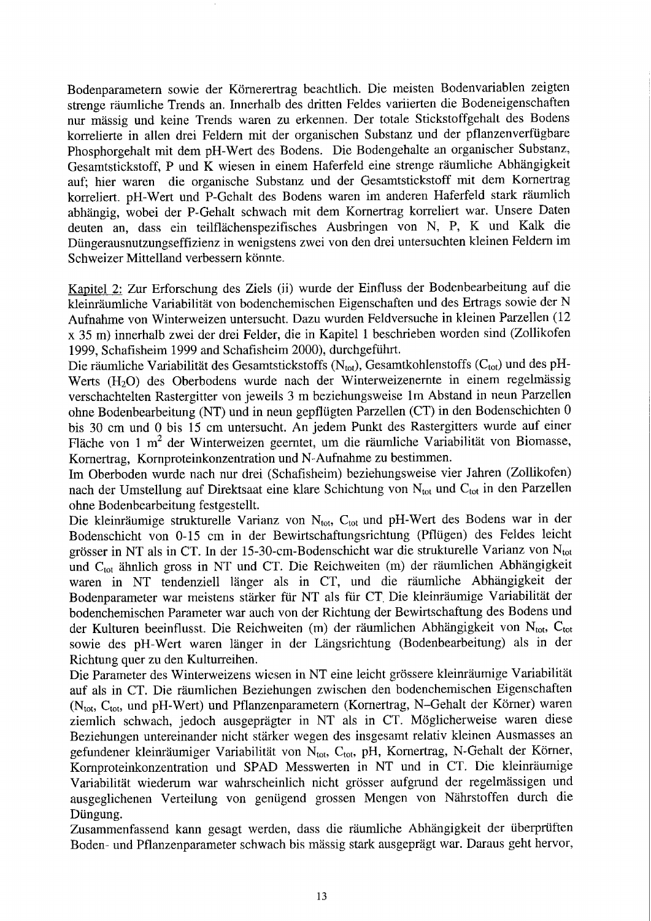Bodenparametern sowie der Körnerertrag beachtlich. Die meisten Bodenvariablen zeigten strenge räumliche Trends an. Innerhalb des dritten Feldes variierten die Bodeneigenschaften nur mässig und keine Trends waren zu erkennen. Der totale Stickstoffgehalt des Bodens korrelierte in allen drei Feldern mit der organischen Substanz und der pflanzenverfügbare Phosphorgehalt mit dem pH-Wert des Bodens. Die Bodengehalte an organischer Substanz, Gesamtstickstoff, P und K wiesen in einem Haferfeld eine strenge räumliche Abhängigkeit auf; hier waren die organische Substanz und der Gesamtstickstoff mit dem Kornertrag korreliert. pH-Wert und P-Gehalt des Bodens waren im anderen Haferfeld stark räumlich abhängig, wobei der P-Gehalt schwach mit dem Kornertrag korreliert war. Unsere Daten deuten an, dass ein teilflächenspezifisches Ausbringen von N, P, K und Kalk die Düngerausnutzungseffizienz in wenigstens zwei von den drei untersuchten kleinen Feldern im Schweizer Mittelland verbessern könnte.

Kapitel 2: Zur Erforschung des Ziels (ii) wurde der Einfluss der Bodenbearbeitung auf die kleinräumliche Variabilität von bodenchemischen Eigenschaften und des Ertrags sowie der N Aufnahme von Winterweizen untersucht. Dazu wurden Feldversuche in kleinen Parzellen (12 x 35 m) innerhalb zwei der drei Felder, die in Kapitel 1 beschrieben worden sind (Zollikofen 1999, Schafisheim 1999 and Schafisheim 2000), durchgeführt.

Die räumliche Variabilität des Gesamtstickstoffs ($N_{tot}$), Gesamtkohlenstoffs ($C_{tot}$) und des pH-Werts ($H_2O$) des Oberbodens wurde nach der Winterweizenernte in einem regelmässig verschachtelten Rastergitter von jeweils 3 m beziehungsweise 1m Abstand in neun Parzellen ohne Bodenbearbeitung (NT) und in neun gepflügten Parzellen (CT) in den Bodenschichten 0 bis 30 cm und 0 bis 15 cm untersucht. An jedem Punkt des Rastergitters wurde auf einer Fläche von 1 $m^2$ der Winterweizen geerntet, um die räumliche Variabilität von Biomasse, Kornertrag, Kornproteinkonzentration und N-Aufnahme zu bestimmen.

Im Oberboden wurde nach nur drei (Schafisheim) beziehungsweise vier Jahren (Zollikofen) nach der Umstellung auf Direktsaat eine klare Schichtung von $N_{tot}$ und $C_{tot}$ in den Parzellen ohne Bodenbearbeitung festgestellt.

Die kleinräumige strukturelle Varianz von $N_{tot}$, $C_{tot}$ und pH-Wert des Bodens war in der Bodenschicht von 0-15 cm in der Bewirtschaftungsrichtung (Pflügen) des Feldes leicht grösser in NT als in CT. In der 15-30-cm-Bodenschicht war die strukturelle Varianz von $N_{tot}$ und $C_{tot}$ ähnlich gross in NT und CT. Die Reichweiten (m) der räumlichen Abhängigkeit waren in NT tendenziell länger als in CT, und die räumliche Abhängigkeit der Bodenparameter war meistens stärker für NT als für CT. Die kleinräumige Variabilität der bodenchemischen Parameter war auch von der Richtung der Bewirtschaftung des Bodens und der Kulturen beeinflusst. Die Reichweiten (m) der räumlichen Abhängigkeit von $N_{tot}$, $C_{tot}$ sowie des pH-Wert waren länger in der Längsrichtung (Bodenbearbeitung) als in der Richtung quer zu den Kulturreihen.

Die Parameter des Winterweizens wiesen in NT eine leicht grössere kleinräumige Variabilität auf als in CT. Die räumlichen Beziehungen zwischen den bodenchemischen Eigenschaften ($N_{tot}$, $C_{tot}$, und pH-Wert) und Pflanzenparametern (Kornertrag, N–Gehalt der Körner) waren ziemlich schwach, jedoch ausgeprägter in NT als in CT. Möglicherweise waren diese Beziehungen untereinander nicht stärker wegen des insgesamt relativ kleinen Ausmasses an gefundener kleinräumiger Variabilität von $N_{tot}$, $C_{tot}$, pH, Kornertrag, N-Gehalt der Körner, Kornproteinkonzentration und SPAD Messwerten in NT und in CT. Die kleinräumige Variabilität wiederum war wahrscheinlich nicht grösser aufgrund der regelmässigen und ausgeglichenen Verteilung von genügend grossen Mengen von Nährstoffen durch die Düngung.

Zusammenfassend kann gesagt werden, dass die räumliche Abhängigkeit der überprüften Boden- und Pflanzenparameter schwach bis mässig stark ausgeprägt war. Daraus geht hervor,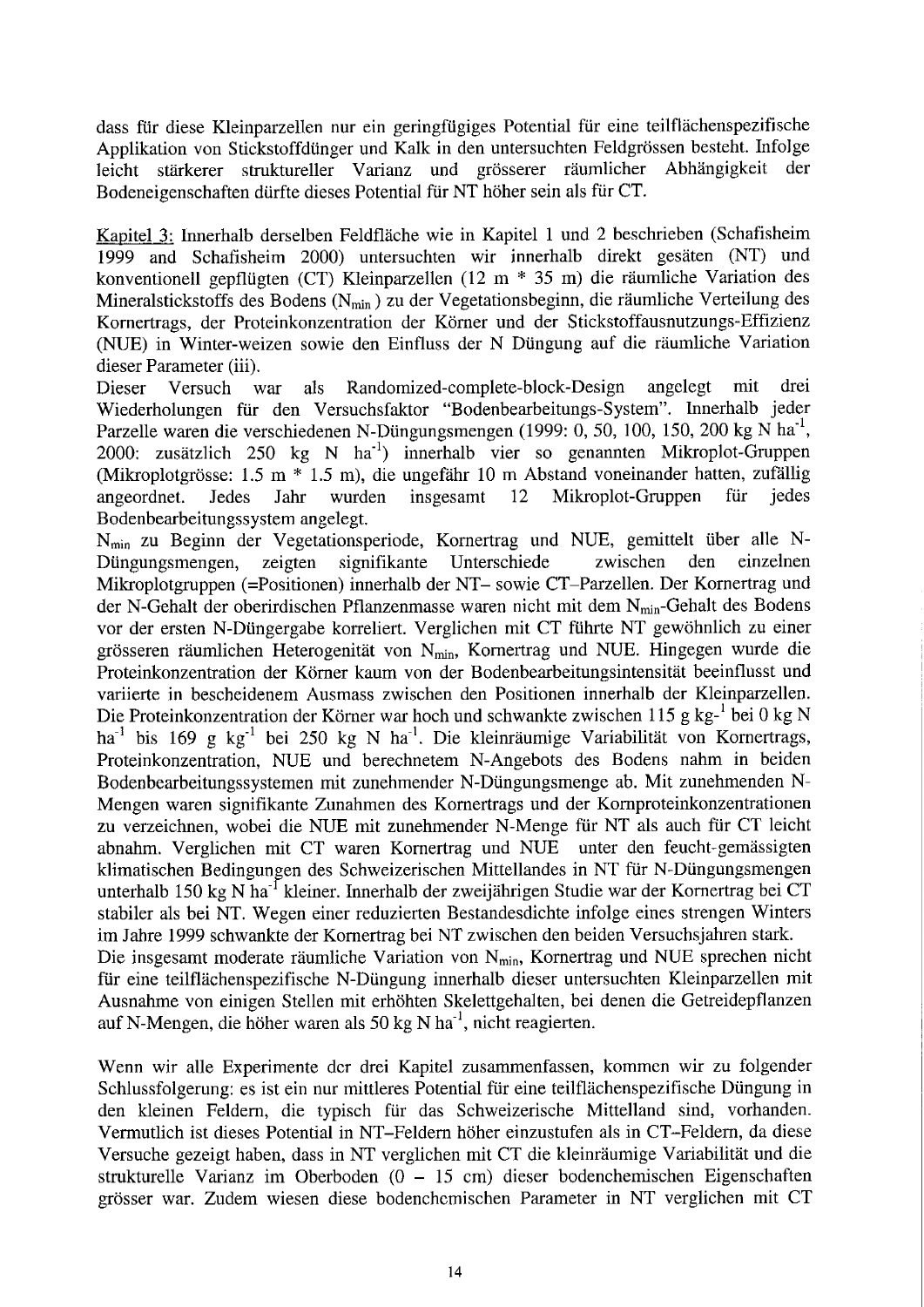dass für diese Kleinparzellen nur ein geringfügiges Potential für eine teilflächenspezifische Applikation von Stickstoffdünger und Kalk in den untersuchten Feldgrössen besteht. Infolge leicht stärkerer struktureller Varianz und grösserer räumlicher Abhängigkeit der Bodeneigenschaften dürfte dieses Potential für NT höher sein als für CT.

Kapitel 3: Innerhalb derselben Feldfläche wie in Kapitel 1 und 2 beschrieben (Schafisheim 1999 and Schafisheim 2000) untersuchten wir innerhalb direkt gesäten (NT) und konventionell gepflügten (CT) Kleinparzellen (12 m * 35 m) die räumliche Variation des Mineralstickstoffs des Bodens ($N_{min}$) zu der Vegetationsbeginn, die räumliche Verteilung des Kornertrags, der Proteinkonzentration der Körner und der Stickstoffausnutzungs-Effizienz (NUE) in Winter-weizen sowie den Einfluss der N Düngung auf die räumliche Variation dieser Parameter (iii).

Dieser Versuch war als Randomized-complete-block-Design angelegt mit drei Wiederholungen für den Versuchsfaktor "Bodenbearbeitungs-System". Innerhalb jeder Parzelle waren die verschiedenen N-Düngungsmengen (1999: 0, 50, 100, 150, 200 kg N $ha^{-1}$, 2000: zusätzlich 250 kg N $ha^{-1}$) innerhalb vier so genannten Mikroplot-Gruppen (Mikroplotgrösse: 1.5 m * 1.5 m), die ungefähr 10 m Abstand voneinander hatten, zufällig angeordnet. Jedes Jahr wurden insgesamt 12 Mikroplot-Gruppen für jedes Bodenbearbeitungssystem angelegt.

$N_{min}$ zu Beginn der Vegetationsperiode, Kornertrag und NUE, gemittelt über alle N-Düngungsmengen, zeigten signifikante Unterschiede zwischen den einzelnen Mikroplotgruppen (=Positionen) innerhalb der NT– sowie CT–Parzellen. Der Kornertrag und der N-Gehalt der oberirdischen Pflanzenmasse waren nicht mit dem $N_{min}$-Gehalt des Bodens vor der ersten N-Düngergabe korreliert. Verglichen mit CT führte NT gewöhnlich zu einer grösseren räumlichen Heterogenität von $N_{min}$, Kornertrag und NUE. Hingegen wurde die Proteinkonzentration der Körner kaum von der Bodenbearbeitungsintensität beeinflusst und variierte in bescheidenem Ausmass zwischen den Positionen innerhalb der Kleinparzellen. Die Proteinkonzentration der Körner war hoch und schwankte zwischen 115 g $kg^{-1}$ bei 0 kg N $ha^{-1}$ bis 169 g $kg^{-1}$ bei 250 kg N $ha^{-1}$. Die kleinräumige Variabilität von Kornertrags, Proteinkonzentration, NUE und berechnetem N-Angebots des Bodens nahm in beiden Bodenbearbeitungssystemen mit zunehmender N-Düngungsmenge ab. Mit zunehmenden N-Mengen waren signifikante Zunahmen des Kornertrags und der Kornproteinkonzentrationen zu verzeichnen, wobei die NUE mit zunehmender N-Menge für NT als auch für CT leicht abnahm. Verglichen mit CT waren Kornertrag und NUE unter den feucht-gemässigten klimatischen Bedingungen des Schweizerischen Mittellandes in NT für N-Düngungsmengen unterhalb 150 kg N $ha^{-1}$ kleiner. Innerhalb der zweijährigen Studie war der Kornertrag bei CT stabiler als bei NT. Wegen einer reduzierten Bestandesdichte infolge eines strengen Winters im Jahre 1999 schwankte der Kornertrag bei NT zwischen den beiden Versuchsjahren stark.

Die insgesamt moderate räumliche Variation von $N_{min}$, Kornertrag und NUE sprechen nicht für eine teilflächenspezifische N-Düngung innerhalb dieser untersuchten Kleinparzellen mit Ausnahme von einigen Stellen mit erhöhten Skelettgehalten, bei denen die Getreidepflanzen auf N-Mengen, die höher waren als 50 kg N $ha^{-1}$, nicht reagierten.

Wenn wir alle Experimente der drei Kapitel zusammenfassen, kommen wir zu folgender Schlussfolgerung: es ist ein nur mittleres Potential für eine teilflächenspezifische Düngung in den kleinen Feldern, die typisch für das Schweizerische Mittelland sind, vorhanden. Vermutlich ist dieses Potential in NT–Feldern höher einzustufen als in CT–Feldern, da diese Versuche gezeigt haben, dass in NT verglichen mit CT die kleinräumige Variabilität und die strukturelle Varianz im Oberboden (0 – 15 cm) dieser bodenchemischen Eigenschaften grösser war. Zudem wiesen diese bodenchemischen Parameter in NT verglichen mit CT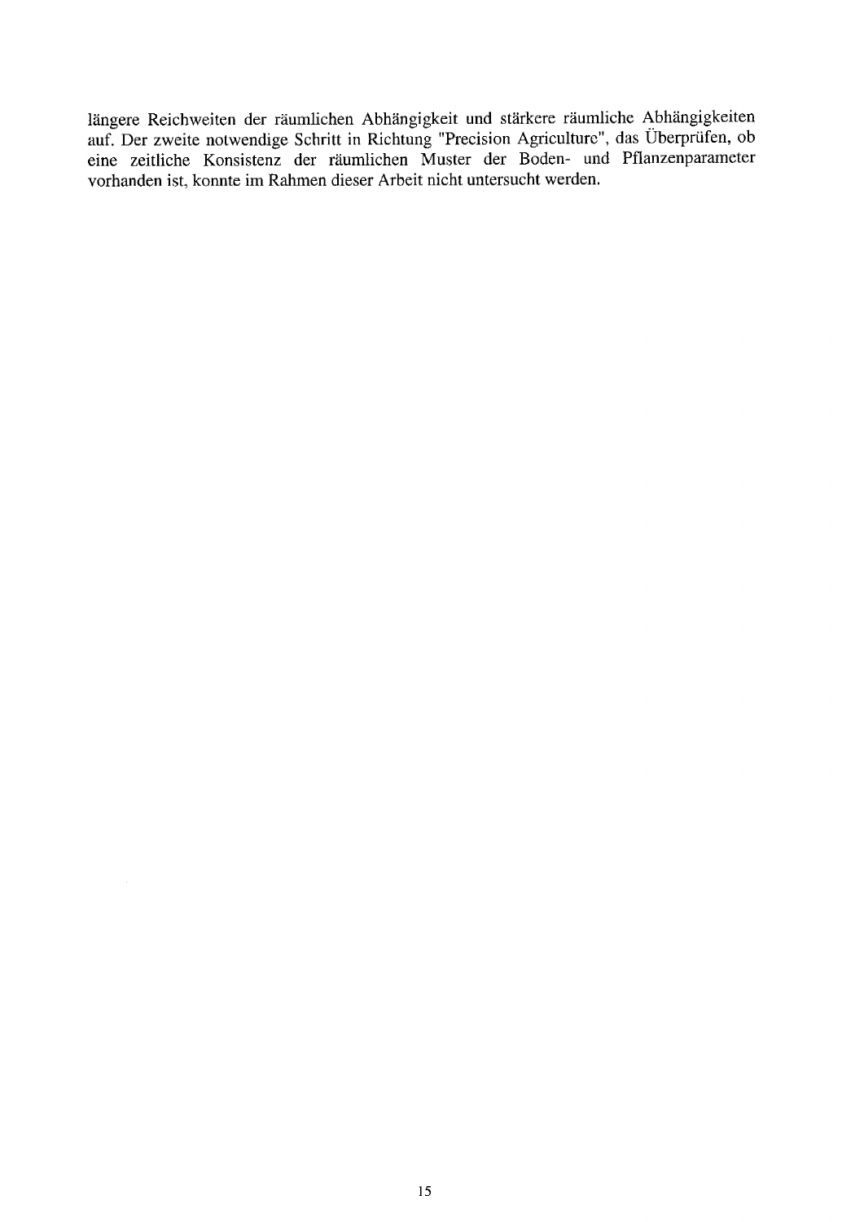längere Reichweiten der räumlichen Abhängigkeit und stärkere räumliche Abhängigkeiten auf. Der zweite notwendige Schritt in Richtung "Precision Agriculture", das Überprüfen, ob eine zeitliche Konsistenz der räumlichen Muster der Boden- und Pflanzenparameter vorhanden ist, konnte im Rahmen dieser Arbeit nicht untersucht werden.